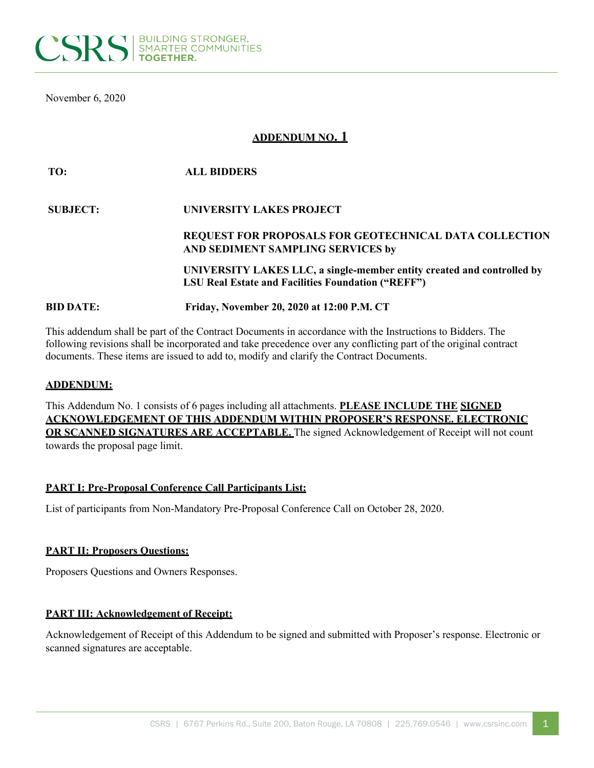CSRS | BUILDING STRONGER, SMARTER COMMUNITIES TOGETHER.

November 6, 2020

## ADDENDUM NO. 1

| | |
|---|---|
| **TO:** | **ALL BIDDERS** |
| **SUBJECT:** | **UNIVERSITY LAKES PROJECT** |
| | **REQUEST FOR PROPOSALS FOR GEOTECHNICAL DATA COLLECTION AND SEDIMENT SAMPLING SERVICES by** |
| | **UNIVERSITY LAKES LLC, a single-member entity created and controlled by LSU Real Estate and Facilities Foundation ("REFF")** |
| **BID DATE:** | **Friday, November 20, 2020 at 12:00 P.M. CT** |

This addendum shall be part of the Contract Documents in accordance with the Instructions to Bidders. The following revisions shall be incorporated and take precedence over any conflicting part of the original contract documents. These items are issued to add to, modify and clarify the Contract Documents.

**ADDENDUM:**

This Addendum No. 1 consists of 6 pages including all attachments. **PLEASE INCLUDE THE SIGNED ACKNOWLEDGEMENT OF THIS ADDENDUM WITHIN PROPOSER'S RESPONSE. ELECTRONIC OR SCANNED SIGNATURES ARE ACCEPTABLE.** The signed Acknowledgement of Receipt will not count towards the proposal page limit.

**PART I: Pre-Proposal Conference Call Participants List:**

List of participants from Non-Mandatory Pre-Proposal Conference Call on October 28, 2020.

**PART II: Proposers Questions:**

Proposers Questions and Owners Responses.

**PART III: Acknowledgement of Receipt:**

Acknowledgement of Receipt of this Addendum to be signed and submitted with Proposer's response. Electronic or scanned signatures are acceptable.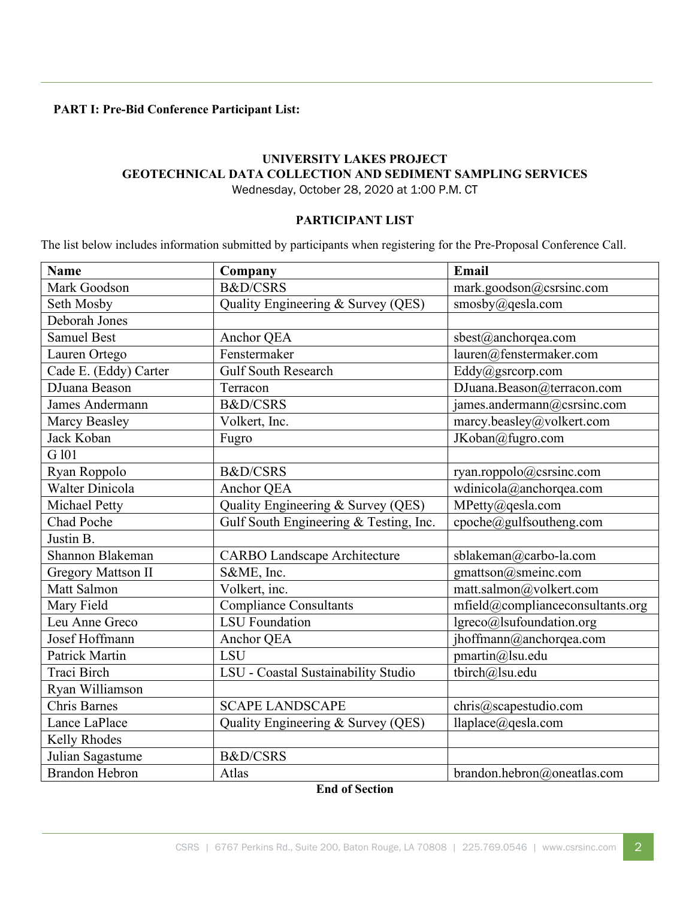**PART I: Pre-Bid Conference Participant List:**

**UNIVERSITY LAKES PROJECT**
**GEOTECHNICAL DATA COLLECTION AND SEDIMENT SAMPLING SERVICES**
Wednesday, October 28, 2020 at 1:00 P.M. CT

**PARTICIPANT LIST**

The list below includes information submitted by participants when registering for the Pre-Proposal Conference Call.

| Name | Company | Email |
|---|---|---|
| Mark Goodson | B&D/CSRS | mark.goodson@csrsinc.com |
| Seth Mosby | Quality Engineering & Survey (QES) | smosby@qesla.com |
| Deborah Jones | | |
| Samuel Best | Anchor QEA | sbest@anchorqea.com |
| Lauren Ortego | Fenstermaker | lauren@fenstermaker.com |
| Cade E. (Eddy) Carter | Gulf South Research | Eddy@gsrcorp.com |
| DJuana Beason | Terracon | DJuana.Beason@terracon.com |
| James Andermann | B&D/CSRS | james.andermann@csrsinc.com |
| Marcy Beasley | Volkert, Inc. | marcy.beasley@volkert.com |
| Jack Koban | Fugro | JKoban@fugro.com |
| G l01 | | |
| Ryan Roppolo | B&D/CSRS | ryan.roppolo@csrsinc.com |
| Walter Dinicola | Anchor QEA | wdinicola@anchorqea.com |
| Michael Petty | Quality Engineering & Survey (QES) | MPetty@qesla.com |
| Chad Poche | Gulf South Engineering & Testing, Inc. | cpoche@gulfsoutheng.com |
| Justin B. | | |
| Shannon Blakeman | CARBO Landscape Architecture | sblakeman@carbo-la.com |
| Gregory Mattson II | S&ME, Inc. | gmattson@smeinc.com |
| Matt Salmon | Volkert, inc. | matt.salmon@volkert.com |
| Mary Field | Compliance Consultants | mfield@complianceconsultants.org |
| Leu Anne Greco | LSU Foundation | lgreco@lsufoundation.org |
| Josef Hoffmann | Anchor QEA | jhoffmann@anchorqea.com |
| Patrick Martin | LSU | pmartin@lsu.edu |
| Traci Birch | LSU - Coastal Sustainability Studio | tbirch@lsu.edu |
| Ryan Williamson | | |
| Chris Barnes | SCAPE LANDSCAPE | chris@scapestudio.com |
| Lance LaPlace | Quality Engineering & Survey (QES) | llaplace@qesla.com |
| Kelly Rhodes | | |
| Julian Sagastume | B&D/CSRS | |
| Brandon Hebron | Atlas | brandon.hebron@oneatlas.com |

**End of Section**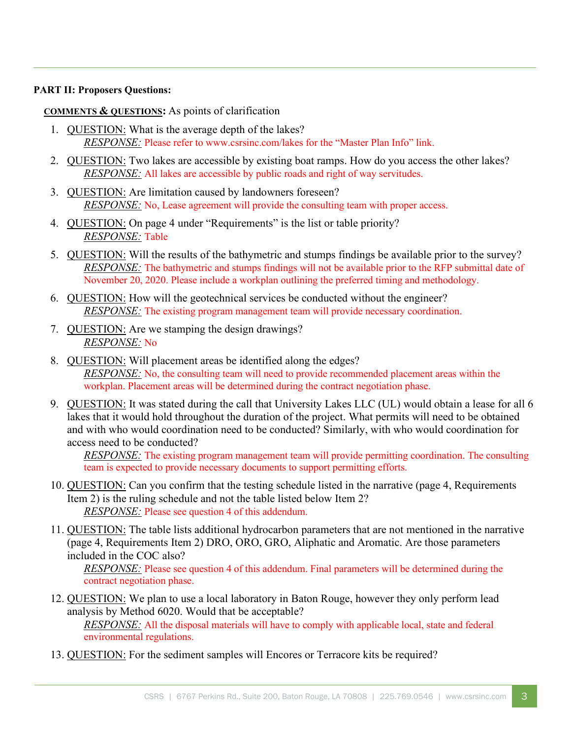**PART II: Proposers Questions:**

**COMMENTS & QUESTIONS:** As points of clarification

1. QUESTION: What is the average depth of the lakes?
   *RESPONSE:* Please refer to www.csrsinc.com/lakes for the "Master Plan Info" link.
2. QUESTION: Two lakes are accessible by existing boat ramps. How do you access the other lakes?
   *RESPONSE:* All lakes are accessible by public roads and right of way servitudes.
3. QUESTION: Are limitation caused by landowners foreseen?
   *RESPONSE:* No, Lease agreement will provide the consulting team with proper access.
4. QUESTION: On page 4 under "Requirements" is the list or table priority?
   *RESPONSE:* Table
5. QUESTION: Will the results of the bathymetric and stumps findings be available prior to the survey?
   *RESPONSE:* The bathymetric and stumps findings will not be available prior to the RFP submittal date of November 20, 2020. Please include a workplan outlining the preferred timing and methodology.
6. QUESTION: How will the geotechnical services be conducted without the engineer?
   *RESPONSE:* The existing program management team will provide necessary coordination.
7. QUESTION: Are we stamping the design drawings?
   *RESPONSE:* No
8. QUESTION: Will placement areas be identified along the edges?
   *RESPONSE:* No, the consulting team will need to provide recommended placement areas within the workplan. Placement areas will be determined during the contract negotiation phase.
9. QUESTION: It was stated during the call that University Lakes LLC (UL) would obtain a lease for all 6 lakes that it would hold throughout the duration of the project. What permits will need to be obtained and with who would coordination need to be conducted? Similarly, with who would coordination for access need to be conducted?
   *RESPONSE:* The existing program management team will provide permitting coordination. The consulting team is expected to provide necessary documents to support permitting efforts.
10. QUESTION: Can you confirm that the testing schedule listed in the narrative (page 4, Requirements Item 2) is the ruling schedule and not the table listed below Item 2?
    *RESPONSE:* Please see question 4 of this addendum.
11. QUESTION: The table lists additional hydrocarbon parameters that are not mentioned in the narrative (page 4, Requirements Item 2) DRO, ORO, GRO, Aliphatic and Aromatic. Are those parameters included in the COC also?
    *RESPONSE:* Please see question 4 of this addendum. Final parameters will be determined during the contract negotiation phase.
12. QUESTION: We plan to use a local laboratory in Baton Rouge, however they only perform lead analysis by Method 6020. Would that be acceptable?
    *RESPONSE:* All the disposal materials will have to comply with applicable local, state and federal environmental regulations.
13. QUESTION: For the sediment samples will Encores or Terracore kits be required?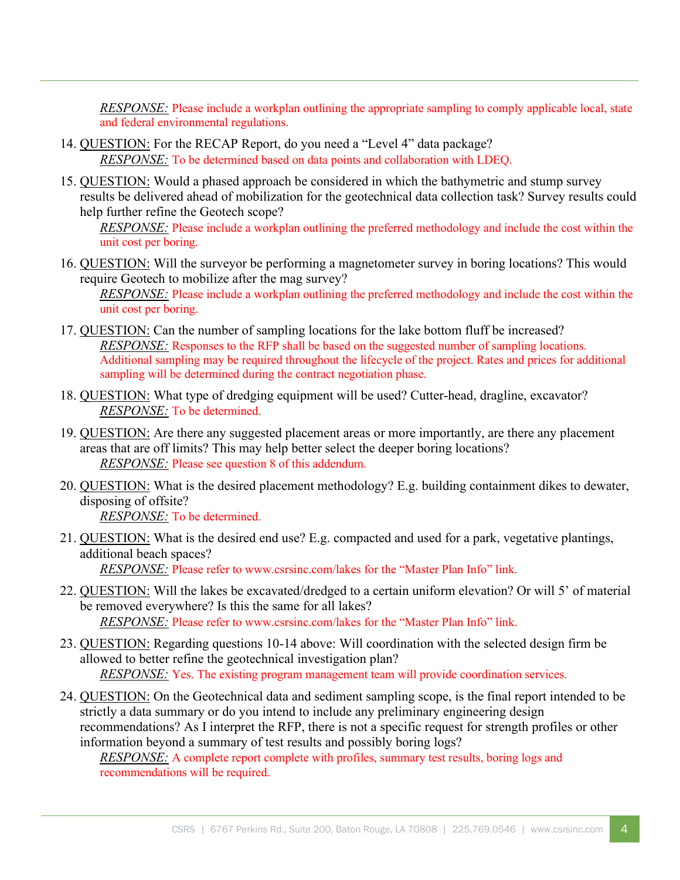*RESPONSE:* Please include a workplan outlining the appropriate sampling to comply applicable local, state and federal environmental regulations.

14. QUESTION: For the RECAP Report, do you need a "Level 4" data package?
    *RESPONSE:* To be determined based on data points and collaboration with LDEQ.

15. QUESTION: Would a phased approach be considered in which the bathymetric and stump survey results be delivered ahead of mobilization for the geotechnical data collection task? Survey results could help further refine the Geotech scope?
    *RESPONSE:* Please include a workplan outlining the preferred methodology and include the cost within the unit cost per boring.

16. QUESTION: Will the surveyor be performing a magnetometer survey in boring locations? This would require Geotech to mobilize after the mag survey?
    *RESPONSE:* Please include a workplan outlining the preferred methodology and include the cost within the unit cost per boring.

17. QUESTION: Can the number of sampling locations for the lake bottom fluff be increased?
    *RESPONSE:* Responses to the RFP shall be based on the suggested number of sampling locations. Additional sampling may be required throughout the lifecycle of the project. Rates and prices for additional sampling will be determined during the contract negotiation phase.

18. QUESTION: What type of dredging equipment will be used? Cutter-head, dragline, excavator?
    *RESPONSE:* To be determined.

19. QUESTION: Are there any suggested placement areas or more importantly, are there any placement areas that are off limits? This may help better select the deeper boring locations?
    *RESPONSE:* Please see question 8 of this addendum.

20. QUESTION: What is the desired placement methodology? E.g. building containment dikes to dewater, disposing of offsite?
    *RESPONSE:* To be determined.

21. QUESTION: What is the desired end use? E.g. compacted and used for a park, vegetative plantings, additional beach spaces?
    *RESPONSE:* Please refer to www.csrsinc.com/lakes for the "Master Plan Info" link.

22. QUESTION: Will the lakes be excavated/dredged to a certain uniform elevation? Or will 5' of material be removed everywhere? Is this the same for all lakes?
    *RESPONSE:* Please refer to www.csrsinc.com/lakes for the "Master Plan Info" link.

23. QUESTION: Regarding questions 10-14 above: Will coordination with the selected design firm be allowed to better refine the geotechnical investigation plan?
    *RESPONSE:* Yes. The existing program management team will provide coordination services.

24. QUESTION: On the Geotechnical data and sediment sampling scope, is the final report intended to be strictly a data summary or do you intend to include any preliminary engineering design recommendations? As I interpret the RFP, there is not a specific request for strength profiles or other information beyond a summary of test results and possibly boring logs?
    *RESPONSE:* A complete report complete with profiles, summary test results, boring logs and recommendations will be required.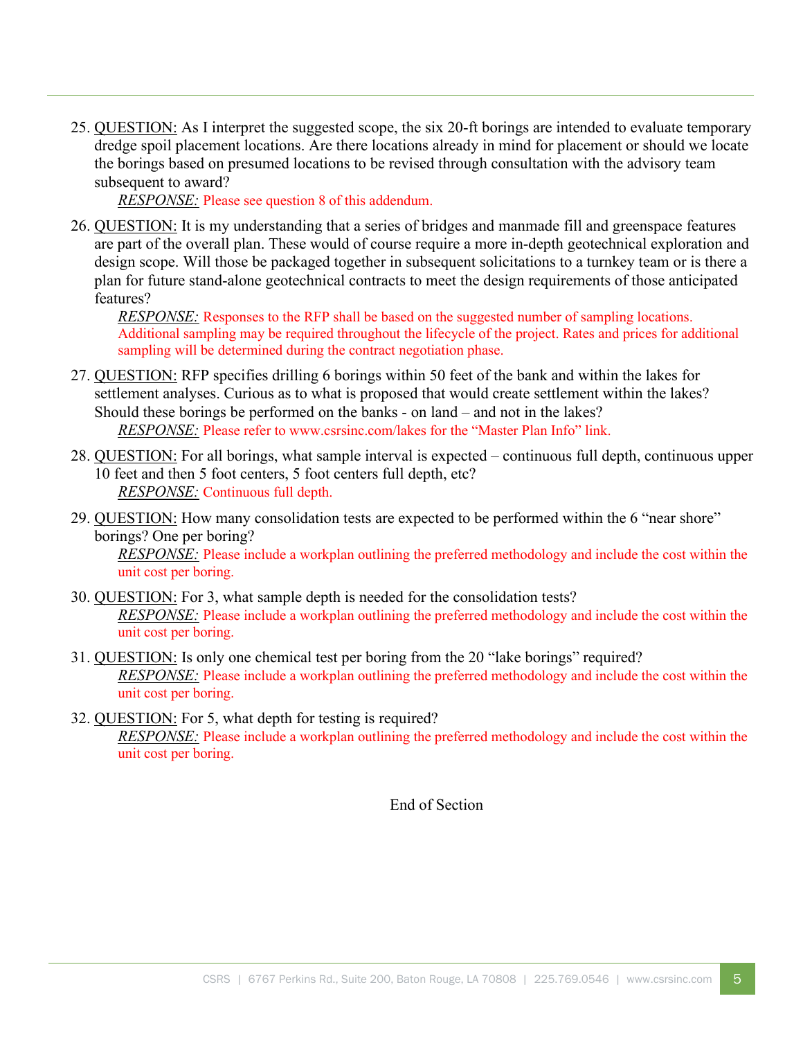25. QUESTION: As I interpret the suggested scope, the six 20-ft borings are intended to evaluate temporary dredge spoil placement locations. Are there locations already in mind for placement or should we locate the borings based on presumed locations to be revised through consultation with the advisory team subsequent to award?

    *RESPONSE:* Please see question 8 of this addendum.

26. QUESTION: It is my understanding that a series of bridges and manmade fill and greenspace features are part of the overall plan. These would of course require a more in-depth geotechnical exploration and design scope. Will those be packaged together in subsequent solicitations to a turnkey team or is there a plan for future stand-alone geotechnical contracts to meet the design requirements of those anticipated features?

    *RESPONSE:* Responses to the RFP shall be based on the suggested number of sampling locations. Additional sampling may be required throughout the lifecycle of the project. Rates and prices for additional sampling will be determined during the contract negotiation phase.

27. QUESTION: RFP specifies drilling 6 borings within 50 feet of the bank and within the lakes for settlement analyses. Curious as to what is proposed that would create settlement within the lakes? Should these borings be performed on the banks - on land – and not in the lakes?

    *RESPONSE:* Please refer to www.csrsinc.com/lakes for the "Master Plan Info" link.

28. QUESTION: For all borings, what sample interval is expected – continuous full depth, continuous upper 10 feet and then 5 foot centers, 5 foot centers full depth, etc?

    *RESPONSE:* Continuous full depth.

29. QUESTION: How many consolidation tests are expected to be performed within the 6 "near shore" borings? One per boring?

    *RESPONSE:* Please include a workplan outlining the preferred methodology and include the cost within the unit cost per boring.

30. QUESTION: For 3, what sample depth is needed for the consolidation tests?

    *RESPONSE:* Please include a workplan outlining the preferred methodology and include the cost within the unit cost per boring.

31. QUESTION: Is only one chemical test per boring from the 20 "lake borings" required?

    *RESPONSE:* Please include a workplan outlining the preferred methodology and include the cost within the unit cost per boring.

32. QUESTION: For 5, what depth for testing is required?

    *RESPONSE:* Please include a workplan outlining the preferred methodology and include the cost within the unit cost per boring.

End of Section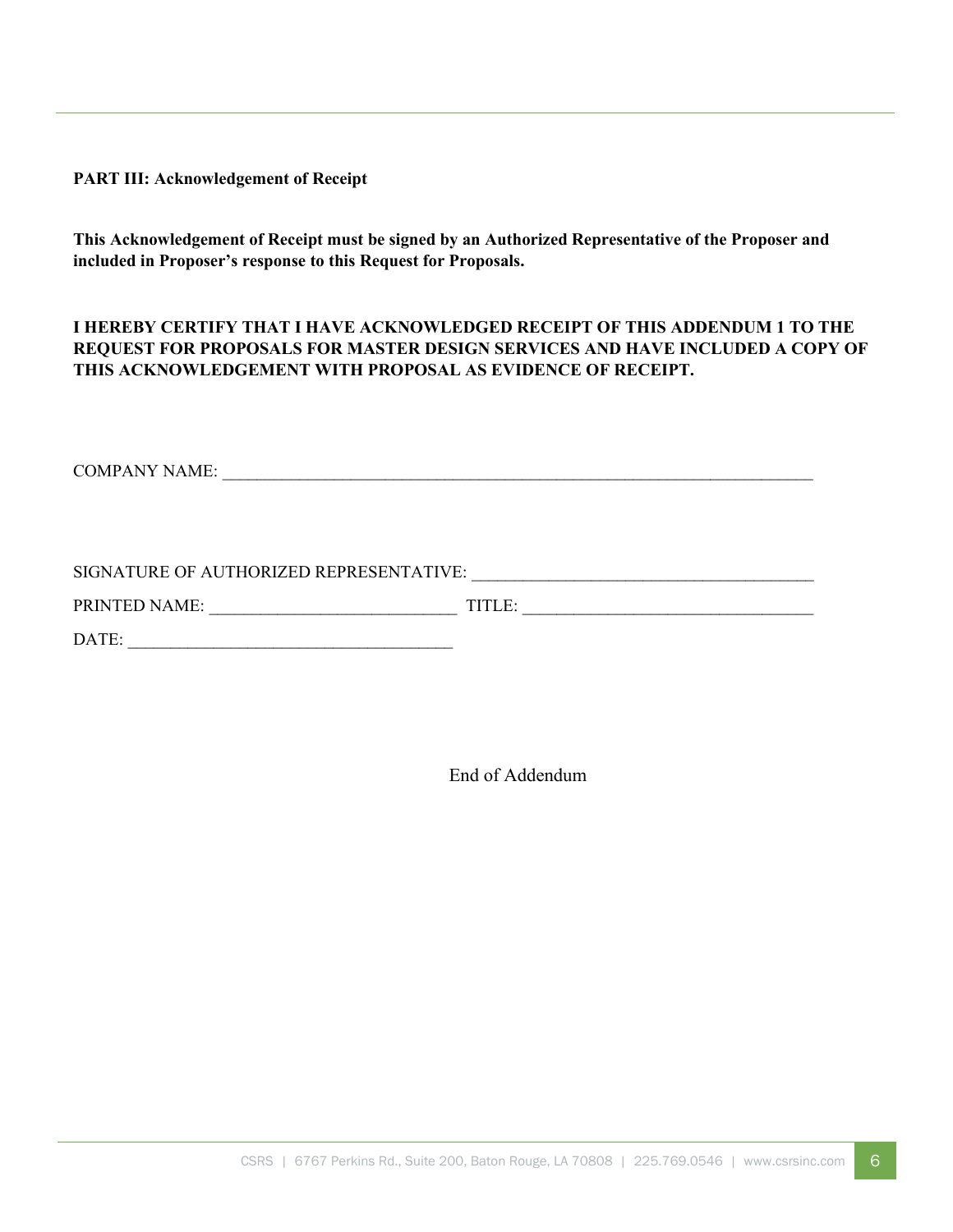**PART III: Acknowledgement of Receipt**

**This Acknowledgement of Receipt must be signed by an Authorized Representative of the Proposer and included in Proposer's response to this Request for Proposals.**

**I HEREBY CERTIFY THAT I HAVE ACKNOWLEDGED RECEIPT OF THIS ADDENDUM 1 TO THE REQUEST FOR PROPOSALS FOR MASTER DESIGN SERVICES AND HAVE INCLUDED A COPY OF THIS ACKNOWLEDGEMENT WITH PROPOSAL AS EVIDENCE OF RECEIPT.**

COMPANY NAME: ______________________________________________________________________

SIGNATURE OF AUTHORIZED REPRESENTATIVE: _______________________________________

PRINTED NAME: ____________________________ TITLE: _________________________________

DATE: _____________________________________

End of Addendum